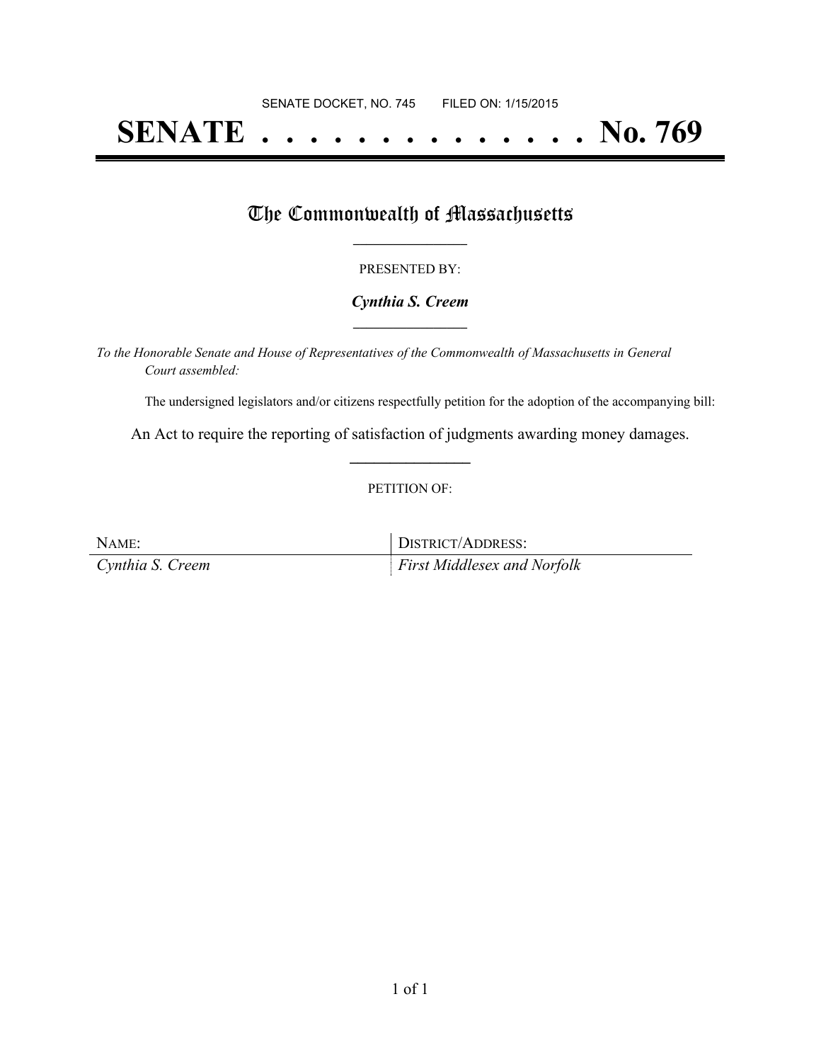SENATE DOCKET, NO. 745        FILED ON: 1/15/2015

# SENATE . . . . . . . . . . . . . . No. 769

## The Commonwealth of Massachusetts

PRESENTED BY:

***Cynthia S. Creem***

*To the Honorable Senate and House of Representatives of the Commonwealth of Massachusetts in General Court assembled:*

The undersigned legislators and/or citizens respectfully petition for the adoption of the accompanying bill:

An Act to require the reporting of satisfaction of judgments awarding money damages.

PETITION OF:

| NAME: | DISTRICT/ADDRESS: |
| --- | --- |
| *Cynthia S. Creem* | *First Middlesex and Norfolk* |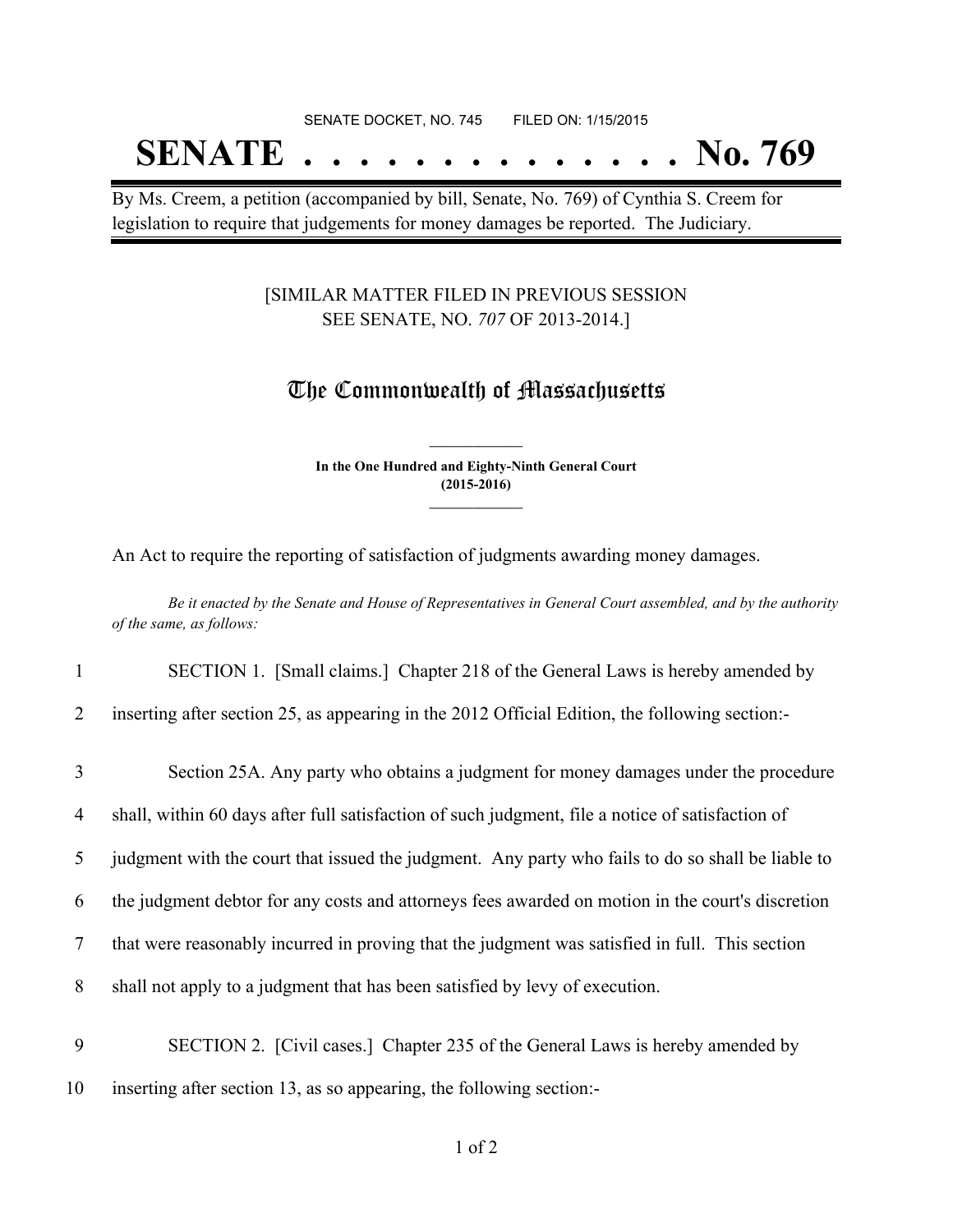SENATE DOCKET, NO. 745 FILED ON: 1/15/2015

# SENATE . . . . . . . . . . . . . . No. 769

By Ms. Creem, a petition (accompanied by bill, Senate, No. 769) of Cynthia S. Creem for legislation to require that judgements for money damages be reported. The Judiciary.

[SIMILAR MATTER FILED IN PREVIOUS SESSION
SEE SENATE, NO. *707* OF 2013-2014.]

## The Commonwealth of Massachusetts

**In the One Hundred and Eighty-Ninth General Court
(2015-2016)**

An Act to require the reporting of satisfaction of judgments awarding money damages.

*Be it enacted by the Senate and House of Representatives in General Court assembled, and by the authority of the same, as follows:*

1 SECTION 1. [Small claims.] Chapter 218 of the General Laws is hereby amended by
2 inserting after section 25, as appearing in the 2012 Official Edition, the following section:-

3 Section 25A. Any party who obtains a judgment for money damages under the procedure
4 shall, within 60 days after full satisfaction of such judgment, file a notice of satisfaction of
5 judgment with the court that issued the judgment. Any party who fails to do so shall be liable to
6 the judgment debtor for any costs and attorneys fees awarded on motion in the court's discretion
7 that were reasonably incurred in proving that the judgment was satisfied in full. This section
8 shall not apply to a judgment that has been satisfied by levy of execution.

9 SECTION 2. [Civil cases.] Chapter 235 of the General Laws is hereby amended by
10 inserting after section 13, as so appearing, the following section:-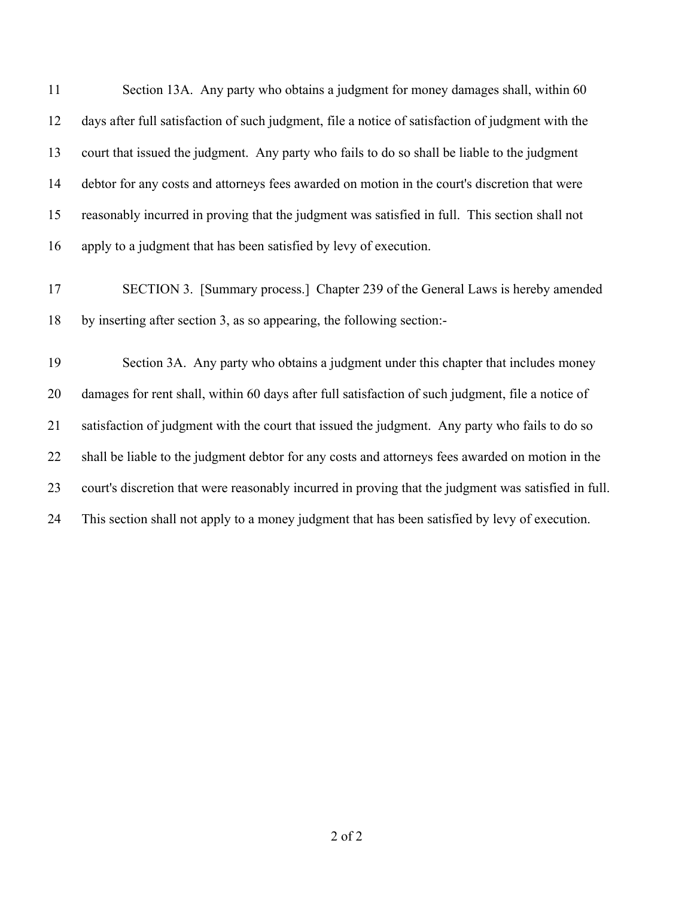Section 13A. Any party who obtains a judgment for money damages shall, within 60 days after full satisfaction of such judgment, file a notice of satisfaction of judgment with the court that issued the judgment. Any party who fails to do so shall be liable to the judgment debtor for any costs and attorneys fees awarded on motion in the court's discretion that were reasonably incurred in proving that the judgment was satisfied in full. This section shall not apply to a judgment that has been satisfied by levy of execution.

SECTION 3. [Summary process.] Chapter 239 of the General Laws is hereby amended by inserting after section 3, as so appearing, the following section:-

Section 3A. Any party who obtains a judgment under this chapter that includes money damages for rent shall, within 60 days after full satisfaction of such judgment, file a notice of satisfaction of judgment with the court that issued the judgment. Any party who fails to do so shall be liable to the judgment debtor for any costs and attorneys fees awarded on motion in the court's discretion that were reasonably incurred in proving that the judgment was satisfied in full. This section shall not apply to a money judgment that has been satisfied by levy of execution.